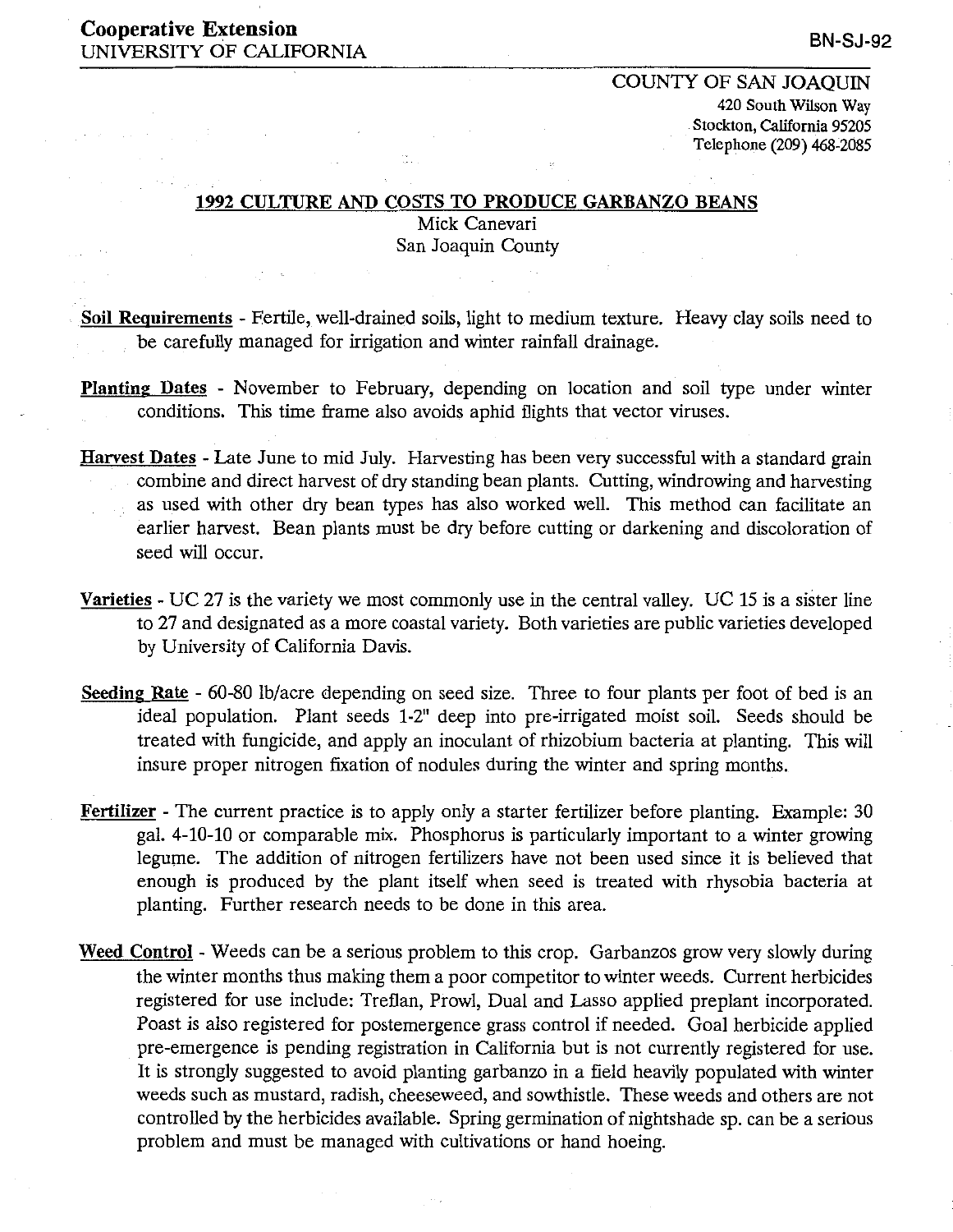**Cooperative Extension**
UNIVERSITY OF CALIFORNIA

BN-SJ-92

COUNTY OF SAN JOAQUIN
420 South Wilson Way
Stockton, California 95205
Telephone (209) 468-2085

# 1992 CULTURE AND COSTS TO PRODUCE GARBANZO BEANS

Mick Canevari
San Joaquin County

**Soil Requirements** - Fertile, well-drained soils, light to medium texture. Heavy clay soils need to be carefully managed for irrigation and winter rainfall drainage.

**Planting Dates** - November to February, depending on location and soil type under winter conditions. This time frame also avoids aphid flights that vector viruses.

**Harvest Dates** - Late June to mid July. Harvesting has been very successful with a standard grain combine and direct harvest of dry standing bean plants. Cutting, windrowing and harvesting as used with other dry bean types has also worked well. This method can facilitate an earlier harvest. Bean plants must be dry before cutting or darkening and discoloration of seed will occur.

**Varieties** - UC 27 is the variety we most commonly use in the central valley. UC 15 is a sister line to 27 and designated as a more coastal variety. Both varieties are public varieties developed by University of California Davis.

**Seeding Rate** - 60-80 lb/acre depending on seed size. Three to four plants per foot of bed is an ideal population. Plant seeds 1-2" deep into pre-irrigated moist soil. Seeds should be treated with fungicide, and apply an inoculant of rhizobium bacteria at planting. This will insure proper nitrogen fixation of nodules during the winter and spring months.

**Fertilizer** - The current practice is to apply only a starter fertilizer before planting. Example: 30 gal. 4-10-10 or comparable mix. Phosphorus is particularly important to a winter growing legume. The addition of nitrogen fertilizers have not been used since it is believed that enough is produced by the plant itself when seed is treated with rhysobia bacteria at planting. Further research needs to be done in this area.

**Weed Control** - Weeds can be a serious problem to this crop. Garbanzos grow very slowly during the winter months thus making them a poor competitor to winter weeds. Current herbicides registered for use include: Treflan, Prowl, Dual and Lasso applied preplant incorporated. Poast is also registered for postemergence grass control if needed. Goal herbicide applied pre-emergence is pending registration in California but is not currently registered for use. It is strongly suggested to avoid planting garbanzo in a field heavily populated with winter weeds such as mustard, radish, cheeseweed, and sowthistle. These weeds and others are not controlled by the herbicides available. Spring germination of nightshade sp. can be a serious problem and must be managed with cultivations or hand hoeing.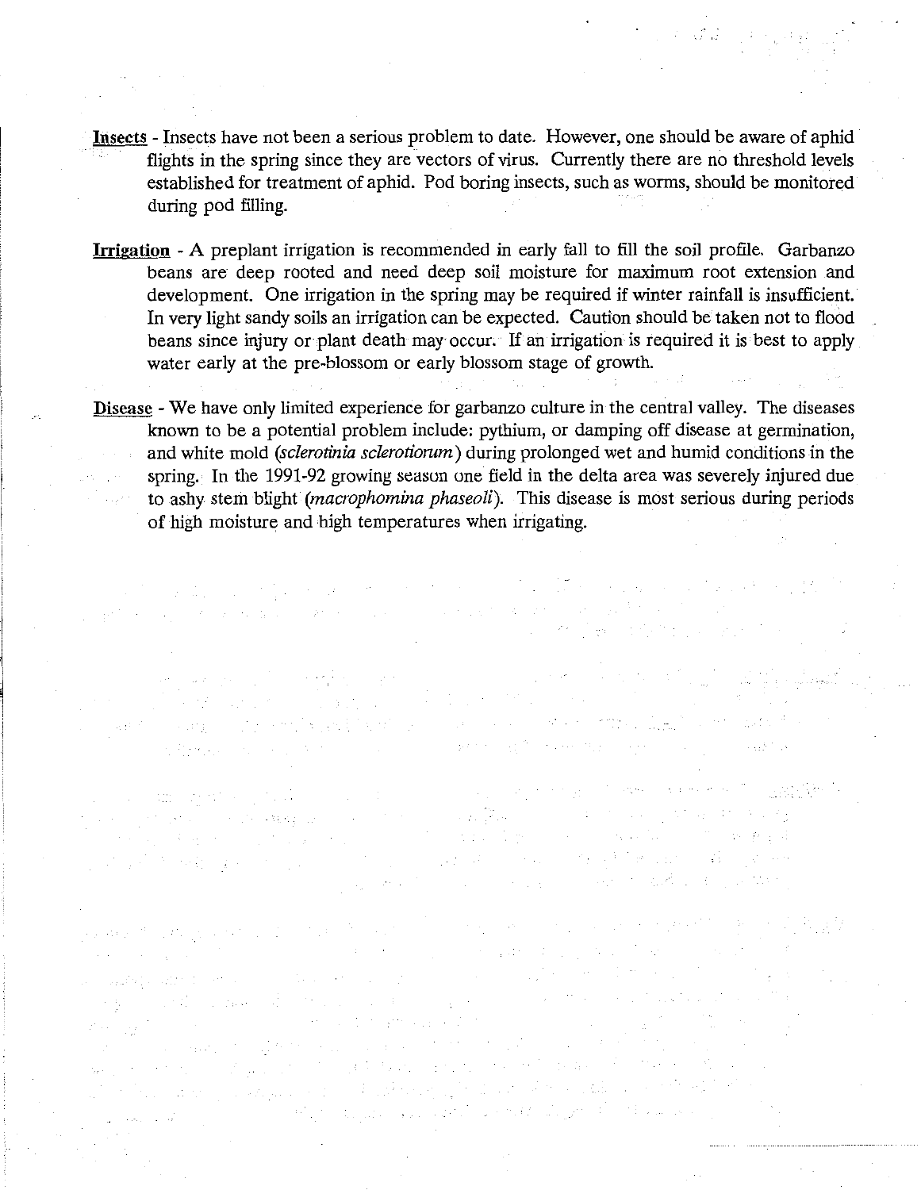**Insects** - Insects have not been a serious problem to date. However, one should be aware of aphid flights in the spring since they are vectors of virus. Currently there are no threshold levels established for treatment of aphid. Pod boring insects, such as worms, should be monitored during pod filling.

**Irrigation** - A preplant irrigation is recommended in early fall to fill the soil profile. Garbanzo beans are deep rooted and need deep soil moisture for maximum root extension and development. One irrigation in the spring may be required if winter rainfall is insufficient. In very light sandy soils an irrigation can be expected. Caution should be taken not to flood beans since injury or plant death may occur. If an irrigation is required it is best to apply water early at the pre-blossom or early blossom stage of growth.

**Disease** - We have only limited experience for garbanzo culture in the central valley. The diseases known to be a potential problem include: pythium, or damping off disease at germination, and white mold (*sclerotinia sclerotiorum*) during prolonged wet and humid conditions in the spring. In the 1991-92 growing season one field in the delta area was severely injured due to ashy stem blight (*macrophomina phaseoli*). This disease is most serious during periods of high moisture and high temperatures when irrigating.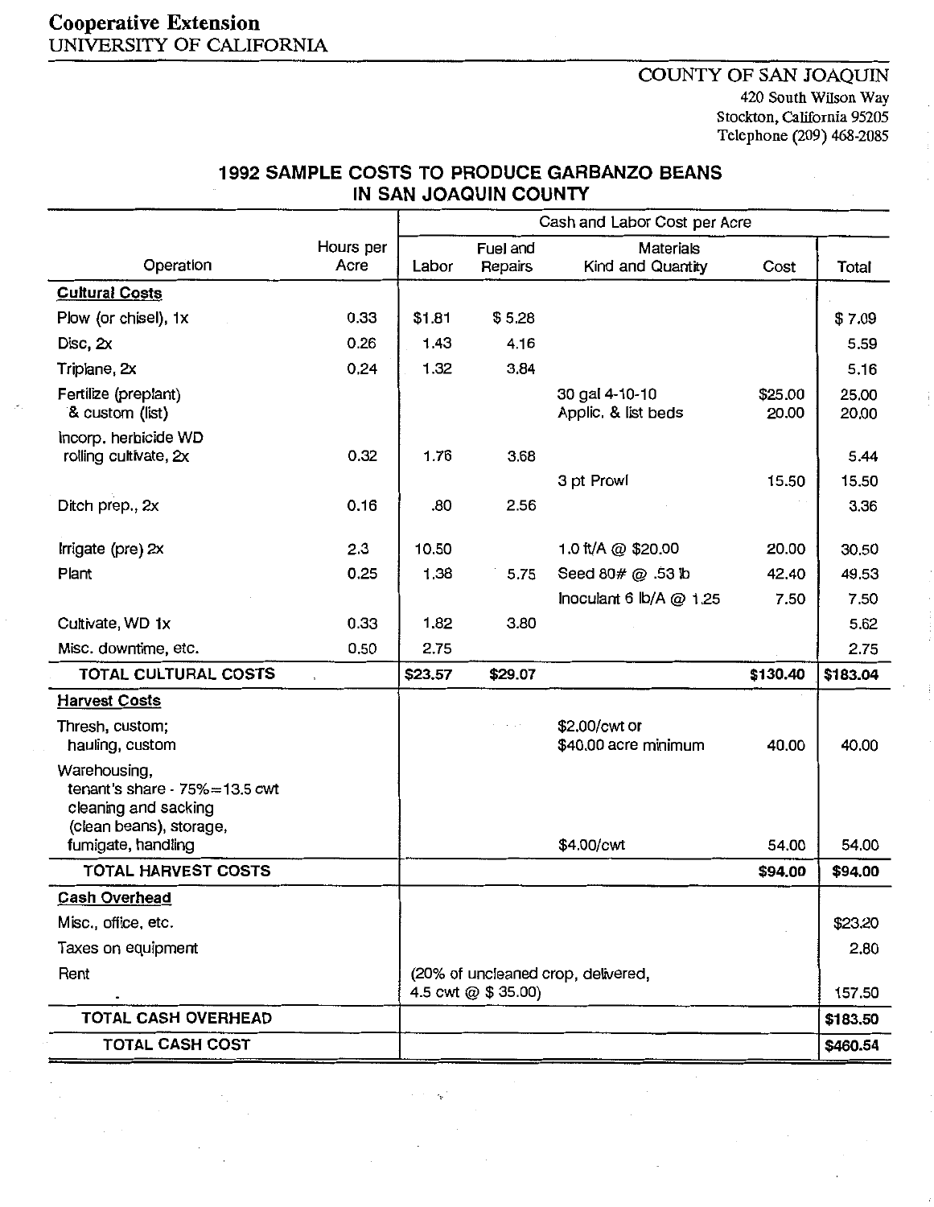**Cooperative Extension**
UNIVERSITY OF CALIFORNIA

COUNTY OF SAN JOAQUIN
420 South Wilson Way
Stockton, California 95205
Telephone (209) 468-2085

## 1992 SAMPLE COSTS TO PRODUCE GARBANZO BEANS IN SAN JOAQUIN COUNTY

| Operation | Hours per Acre | Cash and Labor Cost per Acre | | | | |
|---|---|---|---|---|---|---|
| | | Labor | Fuel and Repairs | Materials Kind and Quantity | Cost | Total |
| **Cultural Costs** | | | | | | |
| Plow (or chisel), 1x | 0.33 | $1.81 | $ 5.28 | | | $ 7.09 |
| Disc, 2x | 0.26 | 1.43 | 4.16 | | | 5.59 |
| Triplane, 2x | 0.24 | 1.32 | 3.84 | | | 5.16 |
| Fertilize (preplant) | | | | 30 gal 4-10-10 | $25.00 | 25.00 |
| & custom (list) | | | | Applic. & list beds | 20.00 | 20.00 |
| Incorp. herbicide WD rolling cultivate, 2x | 0.32 | 1.76 | 3.68 | | | 5.44 |
| | | | | 3 pt Prowl | 15.50 | 15.50 |
| Ditch prep., 2x | 0.16 | .80 | 2.56 | | | 3.36 |
| Irrigate (pre) 2x | 2.3 | 10.50 | | 1.0 ft/A @ $20.00 | 20.00 | 30.50 |
| Plant | 0.25 | 1.38 | 5.75 | Seed 80# @ .53 lb | 42.40 | 49.53 |
| | | | | Inoculant 6 lb/A @ 1.25 | 7.50 | 7.50 |
| Cultivate, WD 1x | 0.33 | 1.82 | 3.80 | | | 5.62 |
| Misc. downtime, etc. | 0.50 | 2.75 | | | | 2.75 |
| **TOTAL CULTURAL COSTS** | | **$23.57** | **$29.07** | | **$130.40** | **$183.04** |
| **Harvest Costs** | | | | | | |
| Thresh, custom; hauling, custom | | | | $2.00/cwt or $40.00 acre minimum | 40.00 | 40.00 |
| Warehousing, tenant's share - 75%=13.5 cwt cleaning and sacking (clean beans), storage, fumigate, handling | | | | $4.00/cwt | 54.00 | 54.00 |
| **TOTAL HARVEST COSTS** | | | | | **$94.00** | **$94.00** |
| **Cash Overhead** | | | | | | |
| Misc., office, etc. | | | | | | $23.20 |
| Taxes on equipment | | | | | | 2.80 |
| Rent | | (20% of uncleaned crop, delivered, 4.5 cwt @ $ 35.00) | | | | 157.50 |
| **TOTAL CASH OVERHEAD** | | | | | | **$183.50** |
| **TOTAL CASH COST** | | | | | | **$460.54** |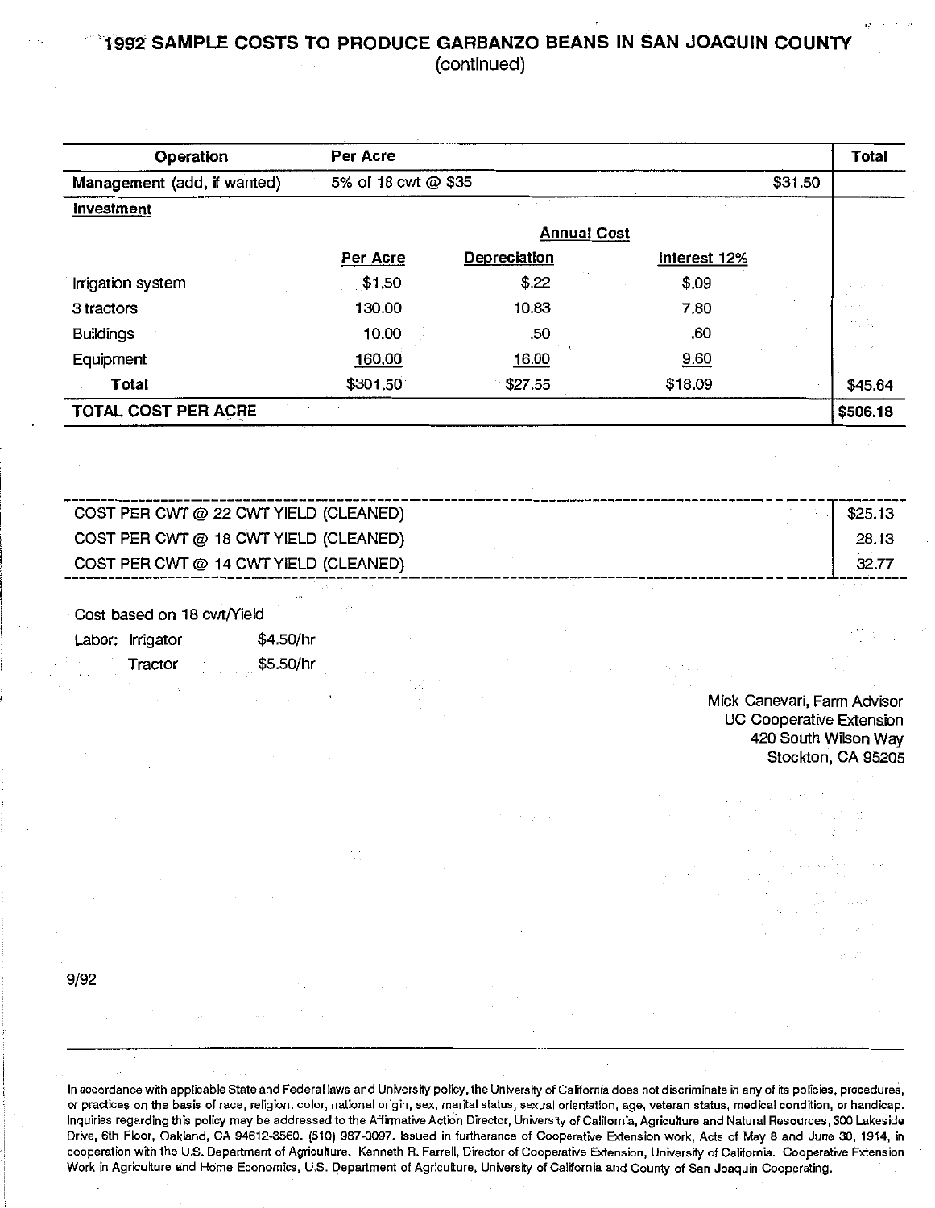# 1992 SAMPLE COSTS TO PRODUCE GARBANZO BEANS IN SAN JOAQUIN COUNTY
(continued)

| Operation | Per Acre | | | | Total |
|---|---|---|---|---|---|
| **Management** (add, if wanted) | 5% of 18 cwt @ $35 | | | $31.50 | |
| **Investment** | | | | | |
| | | Annual Cost | | | |
| | Per Acre | Depreciation | Interest 12% | | |
| Irrigation system | $1.50 | $.22 | $.09 | | |
| 3 tractors | 130.00 | 10.83 | 7.80 | | |
| Buildings | 10.00 | .50 | .60 | | |
| Equipment | 160.00 | 16.00 | 9.60 | | |
| **Total** | $301.50 | $27.55 | $18.09 | | $45.64 |
| **TOTAL COST PER ACRE** | | | | | **$506.18** |

| | |
|---|---|
| COST PER CWT @ 22 CWT YIELD (CLEANED) | $25.13 |
| COST PER CWT @ 18 CWT YIELD (CLEANED) | 28.13 |
| COST PER CWT @ 14 CWT YIELD (CLEANED) | 32.77 |

Cost based on 18 cwt/Yield

Labor: Irrigator $4.50/hr

Tractor $5.50/hr

Mick Canevari, Farm Advisor
UC Cooperative Extension
420 South Wilson Way
Stockton, CA 95205

9/92

In accordance with applicable State and Federal laws and University policy, the University of California does not discriminate in any of its policies, procedures, or practices on the basis of race, religion, color, national origin, sex, marital status, sexual orientation, age, veteran status, medical condition, or handicap. Inquiries regarding this policy may be addressed to the Affirmative Action Director, University of California, Agriculture and Natural Resources, 300 Lakeside Drive, 6th Floor, Oakland, CA 94612-3560. (510) 987-0097. Issued in furtherance of Cooperative Extension work, Acts of May 8 and June 30, 1914, in cooperation with the U.S. Department of Agriculture. Kenneth R. Farrell, Director of Cooperative Extension, University of California. Cooperative Extension Work in Agriculture and Home Economics, U.S. Department of Agriculture, University of California and County of San Joaquin Cooperating.